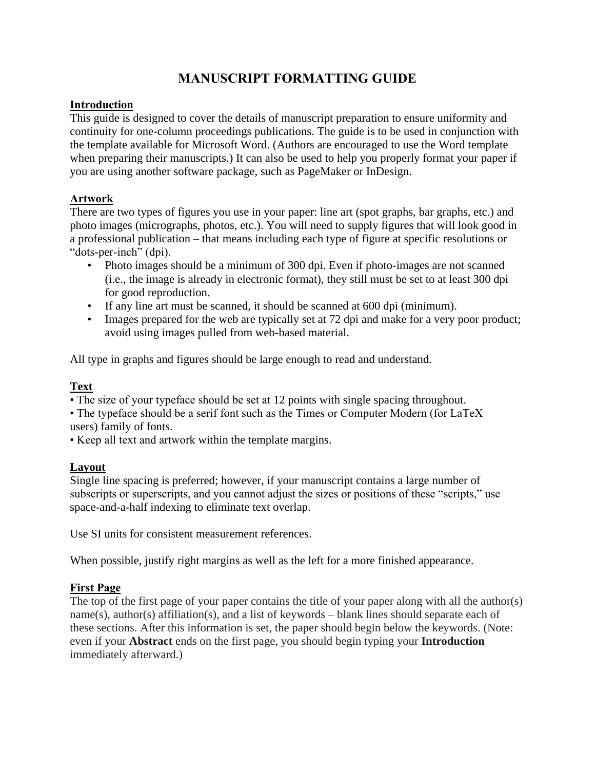# MANUSCRIPT FORMATTING GUIDE

## Introduction

This guide is designed to cover the details of manuscript preparation to ensure uniformity and continuity for one-column proceedings publications. The guide is to be used in conjunction with the template available for Microsoft Word. (Authors are encouraged to use the Word template when preparing their manuscripts.) It can also be used to help you properly format your paper if you are using another software package, such as PageMaker or InDesign.

## Artwork

There are two types of figures you use in your paper: line art (spot graphs, bar graphs, etc.) and photo images (micrographs, photos, etc.). You will need to supply figures that will look good in a professional publication – that means including each type of figure at specific resolutions or "dots-per-inch" (dpi).

- Photo images should be a minimum of 300 dpi. Even if photo-images are not scanned (i.e., the image is already in electronic format), they still must be set to at least 300 dpi for good reproduction.
- If any line art must be scanned, it should be scanned at 600 dpi (minimum).
- Images prepared for the web are typically set at 72 dpi and make for a very poor product; avoid using images pulled from web-based material.

All type in graphs and figures should be large enough to read and understand.

## Text

- The size of your typeface should be set at 12 points with single spacing throughout.
- The typeface should be a serif font such as the Times or Computer Modern (for LaTeX users) family of fonts.
- Keep all text and artwork within the template margins.

## Layout

Single line spacing is preferred; however, if your manuscript contains a large number of subscripts or superscripts, and you cannot adjust the sizes or positions of these "scripts," use space-and-a-half indexing to eliminate text overlap.

Use SI units for consistent measurement references.

When possible, justify right margins as well as the left for a more finished appearance.

## First Page

The top of the first page of your paper contains the title of your paper along with all the author(s) name(s), author(s) affiliation(s), and a list of keywords – blank lines should separate each of these sections. After this information is set, the paper should begin below the keywords. (Note: even if your **Abstract** ends on the first page, you should begin typing your **Introduction** immediately afterward.)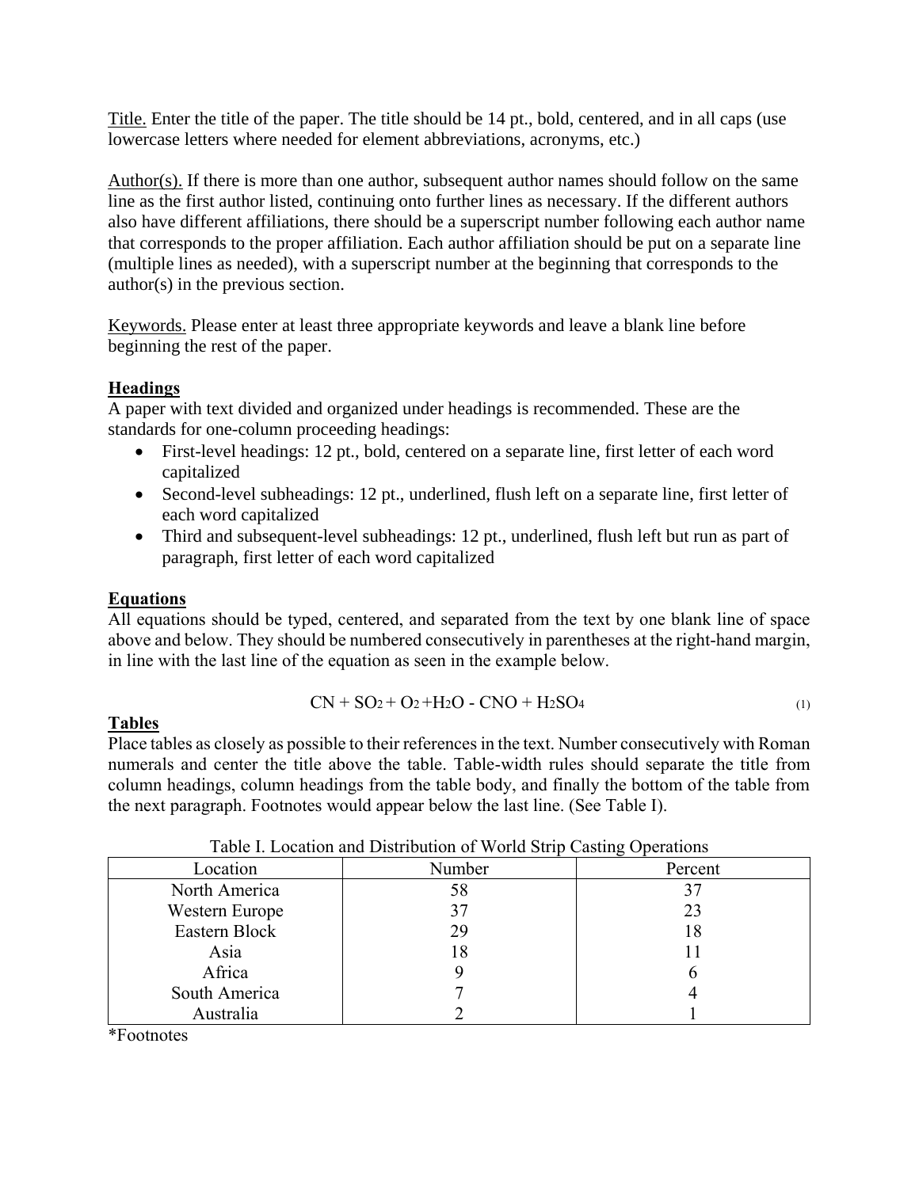Title. Enter the title of the paper. The title should be 14 pt., bold, centered, and in all caps (use lowercase letters where needed for element abbreviations, acronyms, etc.)

Author(s). If there is more than one author, subsequent author names should follow on the same line as the first author listed, continuing onto further lines as necessary. If the different authors also have different affiliations, there should be a superscript number following each author name that corresponds to the proper affiliation. Each author affiliation should be put on a separate line (multiple lines as needed), with a superscript number at the beginning that corresponds to the author(s) in the previous section.

Keywords. Please enter at least three appropriate keywords and leave a blank line before beginning the rest of the paper.

## Headings

A paper with text divided and organized under headings is recommended. These are the standards for one-column proceeding headings:

- First-level headings: 12 pt., bold, centered on a separate line, first letter of each word capitalized
- Second-level subheadings: 12 pt., underlined, flush left on a separate line, first letter of each word capitalized
- Third and subsequent-level subheadings: 12 pt., underlined, flush left but run as part of paragraph, first letter of each word capitalized

## Equations

All equations should be typed, centered, and separated from the text by one blank line of space above and below. They should be numbered consecutively in parentheses at the right-hand margin, in line with the last line of the equation as seen in the example below.

$$CN + SO_2 + O_2 + H_2O - CNO + H_2SO_4 \tag{1}$$

## Tables

Place tables as closely as possible to their references in the text. Number consecutively with Roman numerals and center the title above the table. Table-width rules should separate the title from column headings, column headings from the table body, and finally the bottom of the table from the next paragraph. Footnotes would appear below the last line. (See Table I).

Table I. Location and Distribution of World Strip Casting Operations

| Location | Number | Percent |
|---|---|---|
| North America | 58 | 37 |
| Western Europe | 37 | 23 |
| Eastern Block | 29 | 18 |
| Asia | 18 | 11 |
| Africa | 9 | 6 |
| South America | 7 | 4 |
| Australia | 2 | 1 |

*Footnotes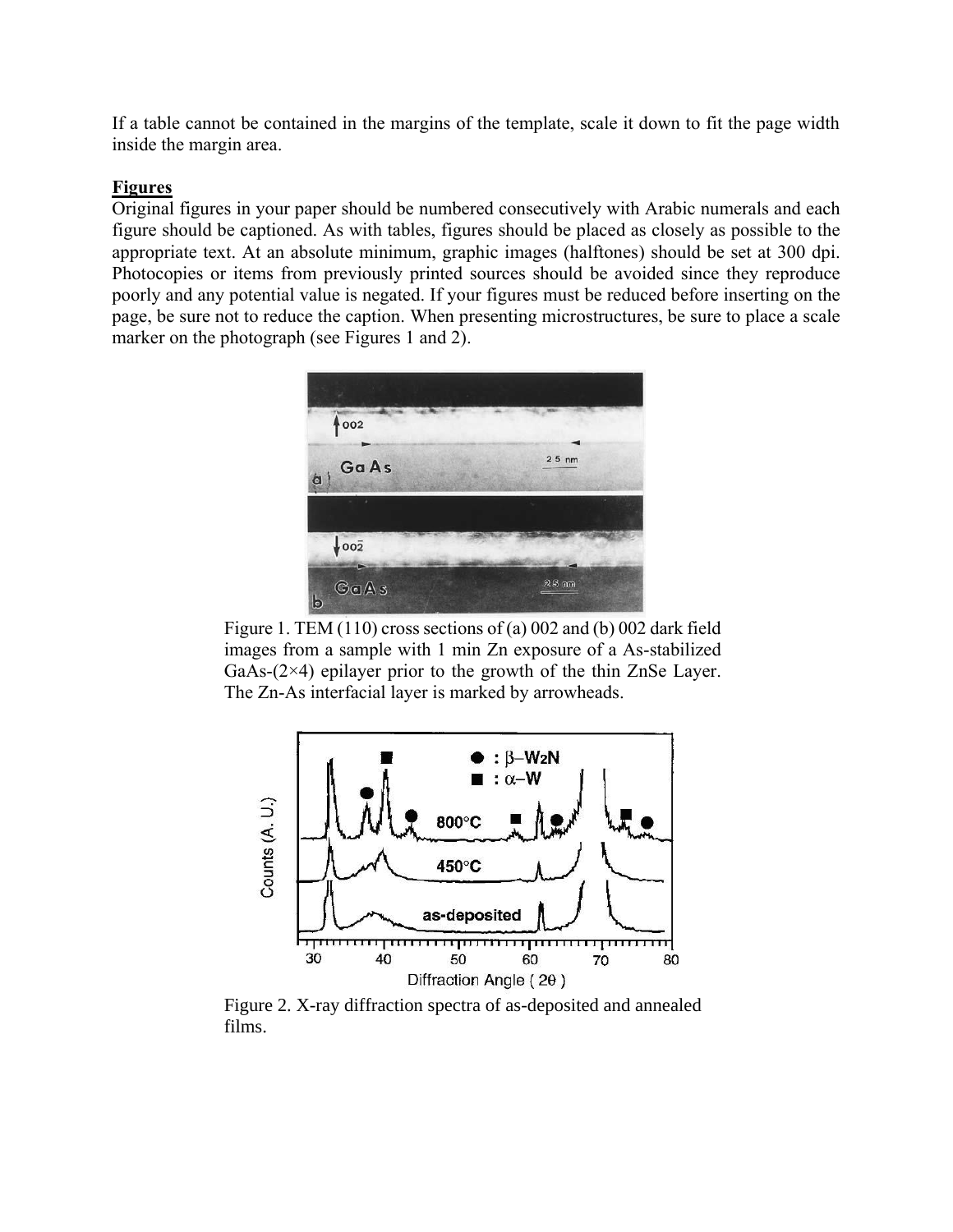If a table cannot be contained in the margins of the template, scale it down to fit the page width inside the margin area.

**Figures**

Original figures in your paper should be numbered consecutively with Arabic numerals and each figure should be captioned. As with tables, figures should be placed as closely as possible to the appropriate text. At an absolute minimum, graphic images (halftones) should be set at 300 dpi. Photocopies or items from previously printed sources should be avoided since they reproduce poorly and any potential value is negated. If your figures must be reduced before inserting on the page, be sure not to reduce the caption. When presenting microstructures, be sure to place a scale marker on the photograph (see Figures 1 and 2).

Figure 1. TEM (110) cross sections of (a) 002 and (b) 002 dark field images from a sample with 1 min Zn exposure of a As-stabilized GaAs-(2×4) epilayer prior to the growth of the thin ZnSe Layer. The Zn-As interfacial layer is marked by arrowheads.

Figure 2. X-ray diffraction spectra of as-deposited and annealed films.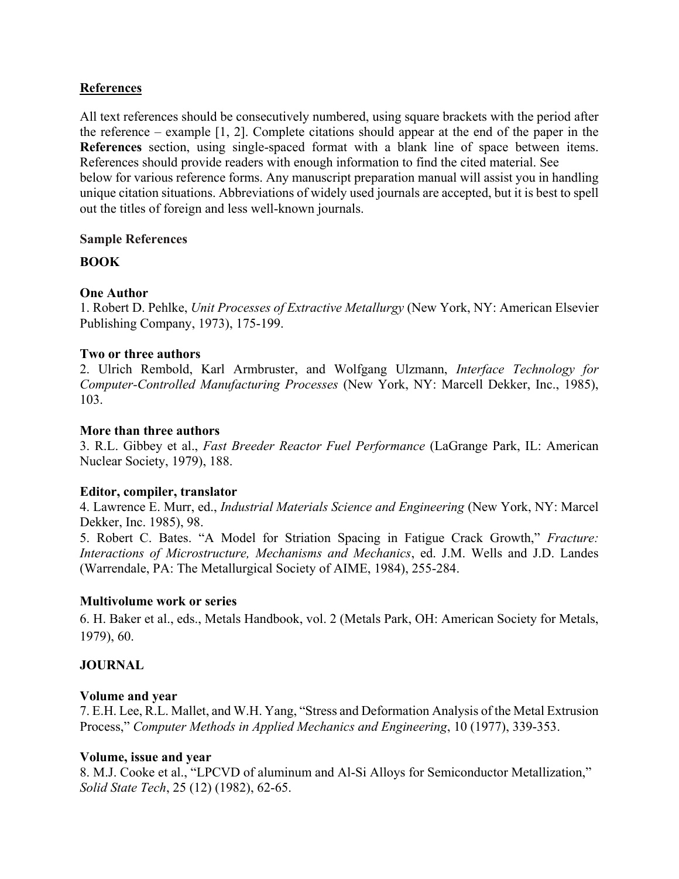## References

All text references should be consecutively numbered, using square brackets with the period after the reference – example [1, 2]. Complete citations should appear at the end of the paper in the **References** section, using single-spaced format with a blank line of space between items. References should provide readers with enough information to find the cited material. See below for various reference forms. Any manuscript preparation manual will assist you in handling unique citation situations. Abbreviations of widely used journals are accepted, but it is best to spell out the titles of foreign and less well-known journals.

### Sample References

### BOOK

**One Author**
1. Robert D. Pehlke, *Unit Processes of Extractive Metallurgy* (New York, NY: American Elsevier Publishing Company, 1973), 175-199.

**Two or three authors**
2. Ulrich Rembold, Karl Armbruster, and Wolfgang Ulzmann, *Interface Technology for Computer-Controlled Manufacturing Processes* (New York, NY: Marcell Dekker, Inc., 1985), 103.

**More than three authors**
3. R.L. Gibbey et al., *Fast Breeder Reactor Fuel Performance* (LaGrange Park, IL: American Nuclear Society, 1979), 188.

**Editor, compiler, translator**
4. Lawrence E. Murr, ed., *Industrial Materials Science and Engineering* (New York, NY: Marcel Dekker, Inc. 1985), 98.
5. Robert C. Bates. "A Model for Striation Spacing in Fatigue Crack Growth," *Fracture: Interactions of Microstructure, Mechanisms and Mechanics*, ed. J.M. Wells and J.D. Landes (Warrendale, PA: The Metallurgical Society of AIME, 1984), 255-284.

**Multivolume work or series**
6. H. Baker et al., eds., Metals Handbook, vol. 2 (Metals Park, OH: American Society for Metals, 1979), 60.

### JOURNAL

**Volume and year**
7. E.H. Lee, R.L. Mallet, and W.H. Yang, "Stress and Deformation Analysis of the Metal Extrusion Process," *Computer Methods in Applied Mechanics and Engineering*, 10 (1977), 339-353.

**Volume, issue and year**
8. M.J. Cooke et al., "LPCVD of aluminum and Al-Si Alloys for Semiconductor Metallization," *Solid State Tech*, 25 (12) (1982), 62-65.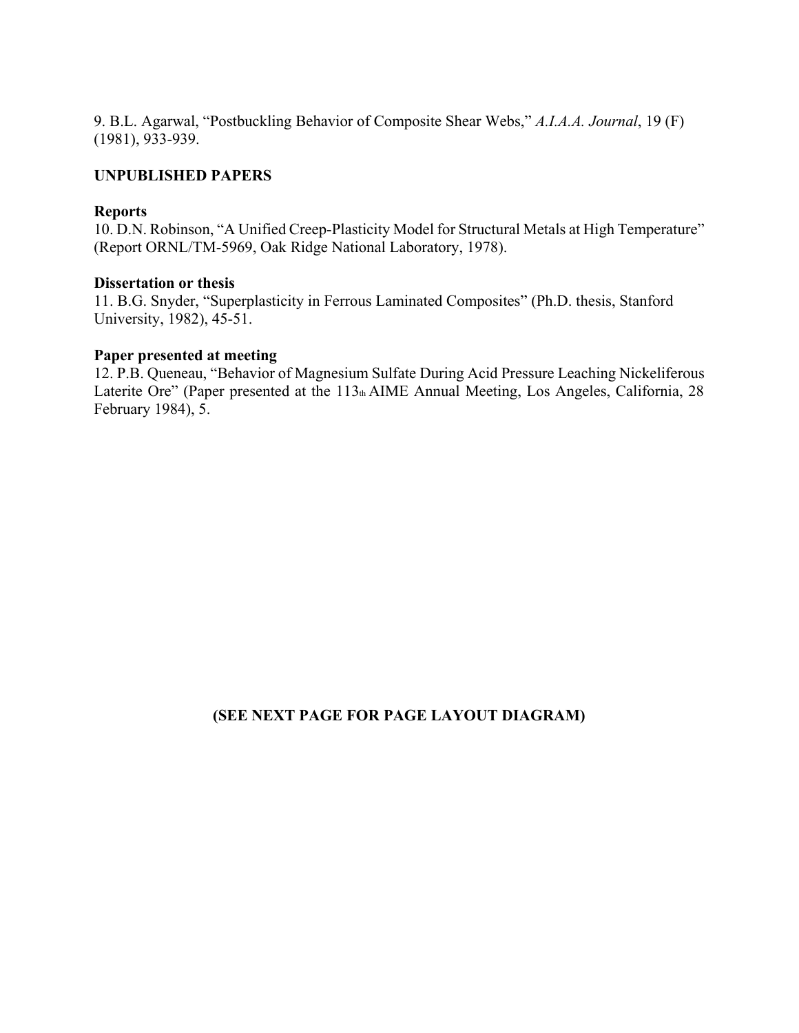9. B.L. Agarwal, "Postbuckling Behavior of Composite Shear Webs," *A.I.A.A. Journal*, 19 (F) (1981), 933-939.

**UNPUBLISHED PAPERS**

**Reports**

10. D.N. Robinson, "A Unified Creep-Plasticity Model for Structural Metals at High Temperature" (Report ORNL/TM-5969, Oak Ridge National Laboratory, 1978).

**Dissertation or thesis**

11. B.G. Snyder, "Superplasticity in Ferrous Laminated Composites" (Ph.D. thesis, Stanford University, 1982), 45-51.

**Paper presented at meeting**

12. P.B. Queneau, "Behavior of Magnesium Sulfate During Acid Pressure Leaching Nickeliferous Laterite Ore" (Paper presented at the 113th AIME Annual Meeting, Los Angeles, California, 28 February 1984), 5.

**(SEE NEXT PAGE FOR PAGE LAYOUT DIAGRAM)**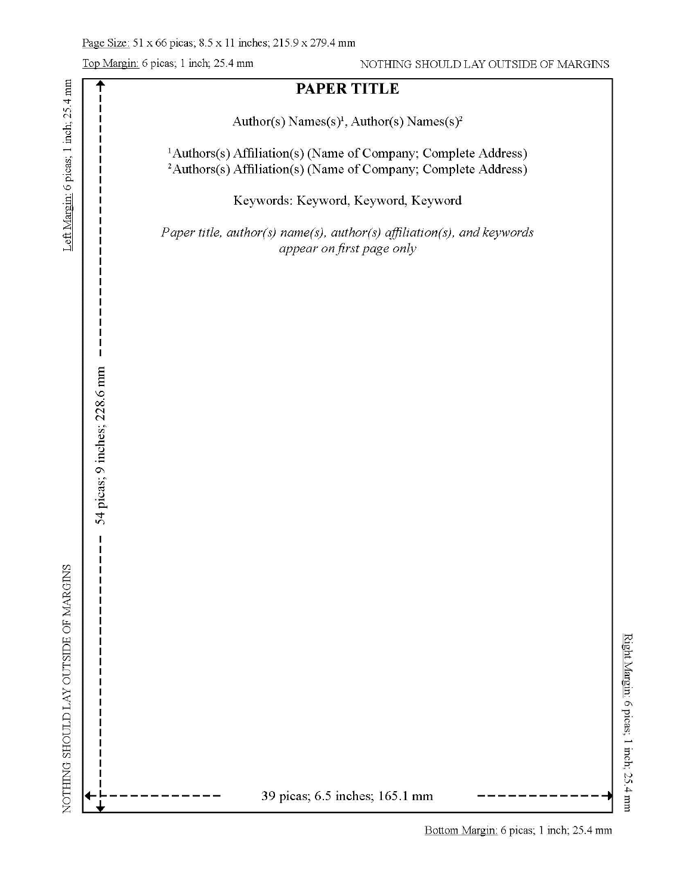Page Size: 51 x 66 picas; 8.5 x 11 inches; 215.9 x 279.4 mm

Top Margin: 6 picas; 1 inch; 25.4 mm

NOTHING SHOULD LAY OUTSIDE OF MARGINS

Left Margin: 6 picas; 1 inch; 25.4 mm

# PAPER TITLE

Author(s) Names(s)[1], Author(s) Names(s)[2]

[1]Authors(s) Affiliation(s) (Name of Company; Complete Address)
[2]Authors(s) Affiliation(s) (Name of Company; Complete Address)

Keywords: Keyword, Keyword, Keyword

*Paper title, author(s) name(s), author(s) affiliation(s), and keywords appear on first page only*

54 picas; 9 inches; 228.6 mm

NOTHING SHOULD LAY OUTSIDE OF MARGINS

39 picas; 6.5 inches; 165.1 mm

Right Margin: 6 picas; 1 inch; 25.4 mm

Bottom Margin: 6 picas; 1 inch; 25.4 mm